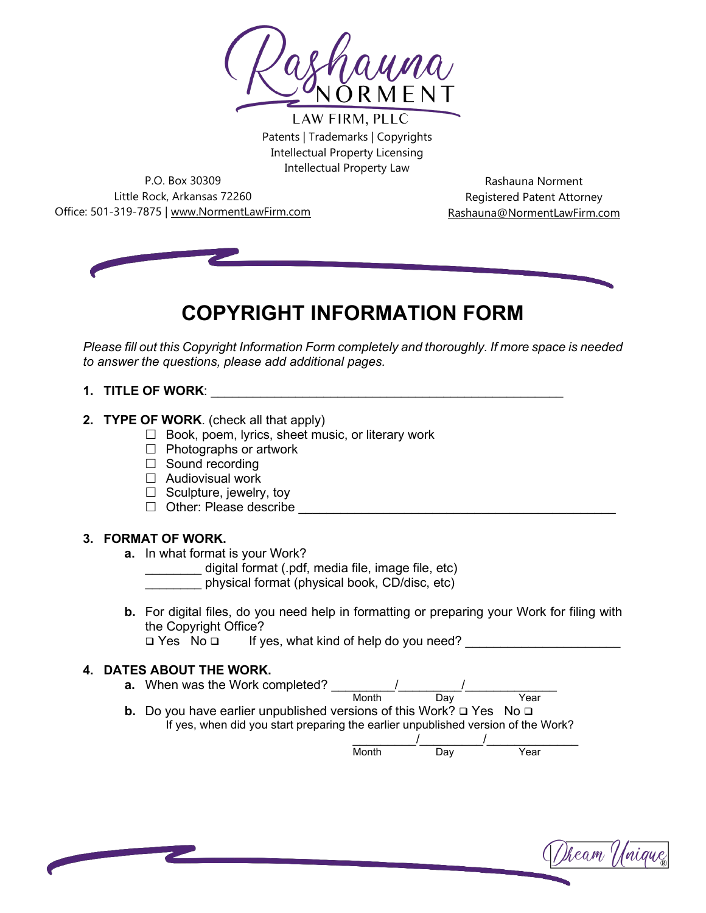Rashauna NORMENT LAW FIRM, PLLC

Patents | Trademarks | Copyrights
Intellectual Property Licensing
Intellectual Property Law

P.O. Box 30309
Little Rock, Arkansas 72260
Office: 501-319-7875 | www.NormentLawFirm.com

Rashauna Norment
Registered Patent Attorney
Rashauna@NormentLawFirm.com

# COPYRIGHT INFORMATION FORM

*Please fill out this Copyright Information Form completely and thoroughly. If more space is needed to answer the questions, please add additional pages.*

1. **TITLE OF WORK**: ______________________________________________

2. **TYPE OF WORK**. (check all that apply)
   - ☐ Book, poem, lyrics, sheet music, or literary work
   - ☐ Photographs or artwork
   - ☐ Sound recording
   - ☐ Audiovisual work
   - ☐ Sculpture, jewelry, toy
   - ☐ Other: Please describe ______________________________________________

3. **FORMAT OF WORK.**
   - **a.** In what format is your Work?
     - ________ digital format (.pdf, media file, image file, etc)
     - ________ physical format (physical book, CD/disc, etc)
   - **b.** For digital files, do you need help in formatting or preparing your Work for filing with the Copyright Office?
     ❑ Yes No ❑ If yes, what kind of help do you need? ____________________

4. **DATES ABOUT THE WORK.**
   - **a.** When was the Work completed? _________/_________/_____________
     Month Day Year
   - **b.** Do you have earlier unpublished versions of this Work? ❑ Yes No ❑
     If yes, when did you start preparing the earlier unpublished version of the Work?
     _________/_________/_____________
     Month Day Year

Dream Unique®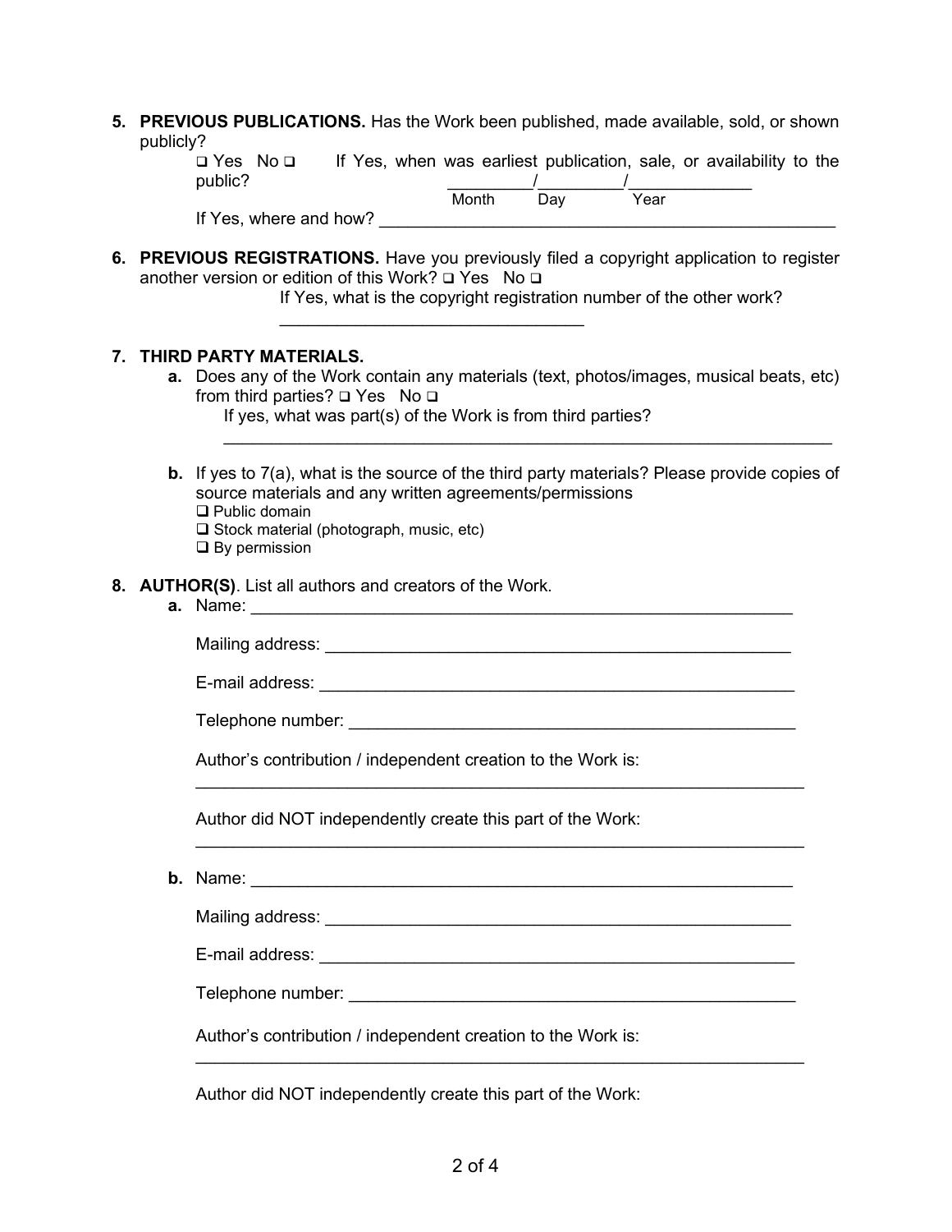5. **PREVIOUS PUBLICATIONS.** Has the Work been published, made available, sold, or shown publicly?

   ❑ Yes No ❑ If Yes, when was earliest publication, sale, or availability to the public? _________/_________/_____________
   Month Day Year

   If Yes, where and how? _______________________________________________

6. **PREVIOUS REGISTRATIONS.** Have you previously filed a copyright application to register another version or edition of this Work? ❑ Yes No ❑

   If Yes, what is the copyright registration number of the other work?

   _______________________________

7. **THIRD PARTY MATERIALS.**

   **a.** Does any of the Work contain any materials (text, photos/images, musical beats, etc) from third parties? ❑ Yes No ❑

   If yes, what was part(s) of the Work is from third parties?

   _______________________________________________________________

   **b.** If yes to 7(a), what is the source of the third party materials? Please provide copies of source materials and any written agreements/permissions

   ❑ Public domain
   ❑ Stock material (photograph, music, etc)
   ❑ By permission

8. **AUTHOR(S)**. List all authors and creators of the Work.

   **a.** Name: _______________________________________________________

   Mailing address: ______________________________________________

   E-mail address: _______________________________________________

   Telephone number: _____________________________________________

   Author's contribution / independent creation to the Work is:

   _______________________________________________________________

   Author did NOT independently create this part of the Work:

   _______________________________________________________________

   **b.** Name: _______________________________________________________

   Mailing address: ______________________________________________

   E-mail address: _______________________________________________

   Telephone number: _____________________________________________

   Author's contribution / independent creation to the Work is:

   _______________________________________________________________

   Author did NOT independently create this part of the Work: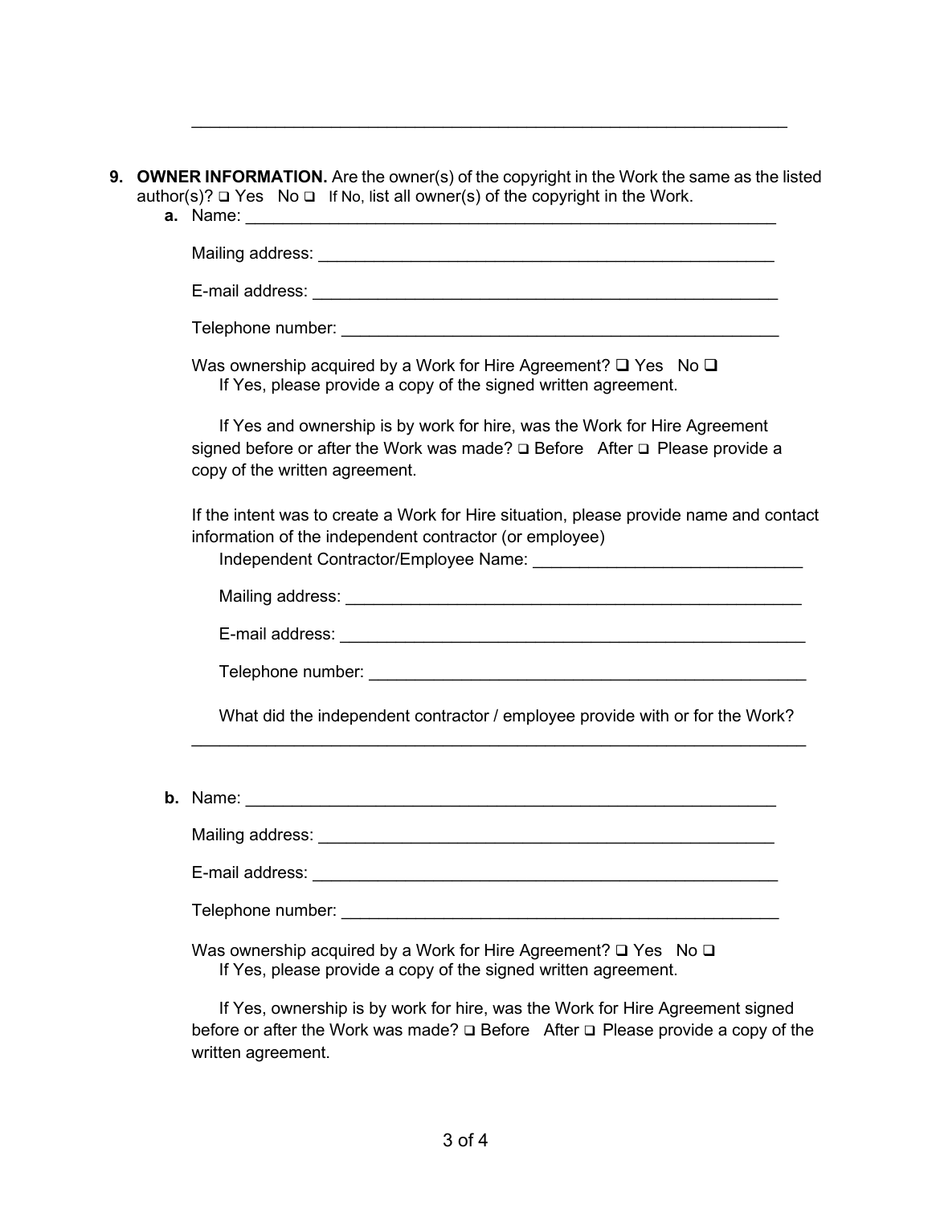\_\_\_\_\_\_\_\_\_\_\_\_\_\_\_\_\_\_\_\_\_\_\_\_\_\_\_\_\_\_\_\_\_\_\_\_\_\_\_\_\_\_\_\_\_\_\_\_\_\_\_\_\_\_\_\_\_\_\_\_\_\_\_\_

**9. OWNER INFORMATION.** Are the owner(s) of the copyright in the Work the same as the listed author(s)? ❑ Yes No ❑ If No, list all owner(s) of the copyright in the Work.

**a.** Name: \_\_\_\_\_\_\_\_\_\_\_\_\_\_\_\_\_\_\_\_\_\_\_\_\_\_\_\_\_\_\_\_\_\_\_\_\_\_\_\_\_\_\_\_\_\_\_\_\_\_\_\_\_\_\_\_\_\_

Mailing address: \_\_\_\_\_\_\_\_\_\_\_\_\_\_\_\_\_\_\_\_\_\_\_\_\_\_\_\_\_\_\_\_\_\_\_\_\_\_\_\_\_\_\_\_\_\_\_\_\_\_

E-mail address: \_\_\_\_\_\_\_\_\_\_\_\_\_\_\_\_\_\_\_\_\_\_\_\_\_\_\_\_\_\_\_\_\_\_\_\_\_\_\_\_\_\_\_\_\_\_\_\_\_\_\_

Telephone number: \_\_\_\_\_\_\_\_\_\_\_\_\_\_\_\_\_\_\_\_\_\_\_\_\_\_\_\_\_\_\_\_\_\_\_\_\_\_\_\_\_\_\_\_\_\_\_\_

Was ownership acquired by a Work for Hire Agreement? ❑ Yes No ❑
If Yes, please provide a copy of the signed written agreement.

If Yes and ownership is by work for hire, was the Work for Hire Agreement signed before or after the Work was made? ❑ Before After ❑ Please provide a copy of the written agreement.

If the intent was to create a Work for Hire situation, please provide name and contact information of the independent contractor (or employee)

Independent Contractor/Employee Name: \_\_\_\_\_\_\_\_\_\_\_\_\_\_\_\_\_\_\_\_\_\_\_\_\_\_\_\_\_\_

Mailing address: \_\_\_\_\_\_\_\_\_\_\_\_\_\_\_\_\_\_\_\_\_\_\_\_\_\_\_\_\_\_\_\_\_\_\_\_\_\_\_\_\_\_\_\_\_\_\_\_\_\_

E-mail address: \_\_\_\_\_\_\_\_\_\_\_\_\_\_\_\_\_\_\_\_\_\_\_\_\_\_\_\_\_\_\_\_\_\_\_\_\_\_\_\_\_\_\_\_\_\_\_\_\_\_\_

Telephone number: \_\_\_\_\_\_\_\_\_\_\_\_\_\_\_\_\_\_\_\_\_\_\_\_\_\_\_\_\_\_\_\_\_\_\_\_\_\_\_\_\_\_\_\_\_\_\_\_

What did the independent contractor / employee provide with or for the Work?
\_\_\_\_\_\_\_\_\_\_\_\_\_\_\_\_\_\_\_\_\_\_\_\_\_\_\_\_\_\_\_\_\_\_\_\_\_\_\_\_\_\_\_\_\_\_\_\_\_\_\_\_\_\_\_\_\_\_\_\_\_\_\_\_

**b.** Name: \_\_\_\_\_\_\_\_\_\_\_\_\_\_\_\_\_\_\_\_\_\_\_\_\_\_\_\_\_\_\_\_\_\_\_\_\_\_\_\_\_\_\_\_\_\_\_\_\_\_\_\_\_\_\_\_\_\_

Mailing address: \_\_\_\_\_\_\_\_\_\_\_\_\_\_\_\_\_\_\_\_\_\_\_\_\_\_\_\_\_\_\_\_\_\_\_\_\_\_\_\_\_\_\_\_\_\_\_\_\_\_

E-mail address: \_\_\_\_\_\_\_\_\_\_\_\_\_\_\_\_\_\_\_\_\_\_\_\_\_\_\_\_\_\_\_\_\_\_\_\_\_\_\_\_\_\_\_\_\_\_\_\_\_\_\_

Telephone number: \_\_\_\_\_\_\_\_\_\_\_\_\_\_\_\_\_\_\_\_\_\_\_\_\_\_\_\_\_\_\_\_\_\_\_\_\_\_\_\_\_\_\_\_\_\_\_\_

Was ownership acquired by a Work for Hire Agreement? ❑ Yes No ❑
If Yes, please provide a copy of the signed written agreement.

If Yes, ownership is by work for hire, was the Work for Hire Agreement signed before or after the Work was made? ❑ Before After ❑ Please provide a copy of the written agreement.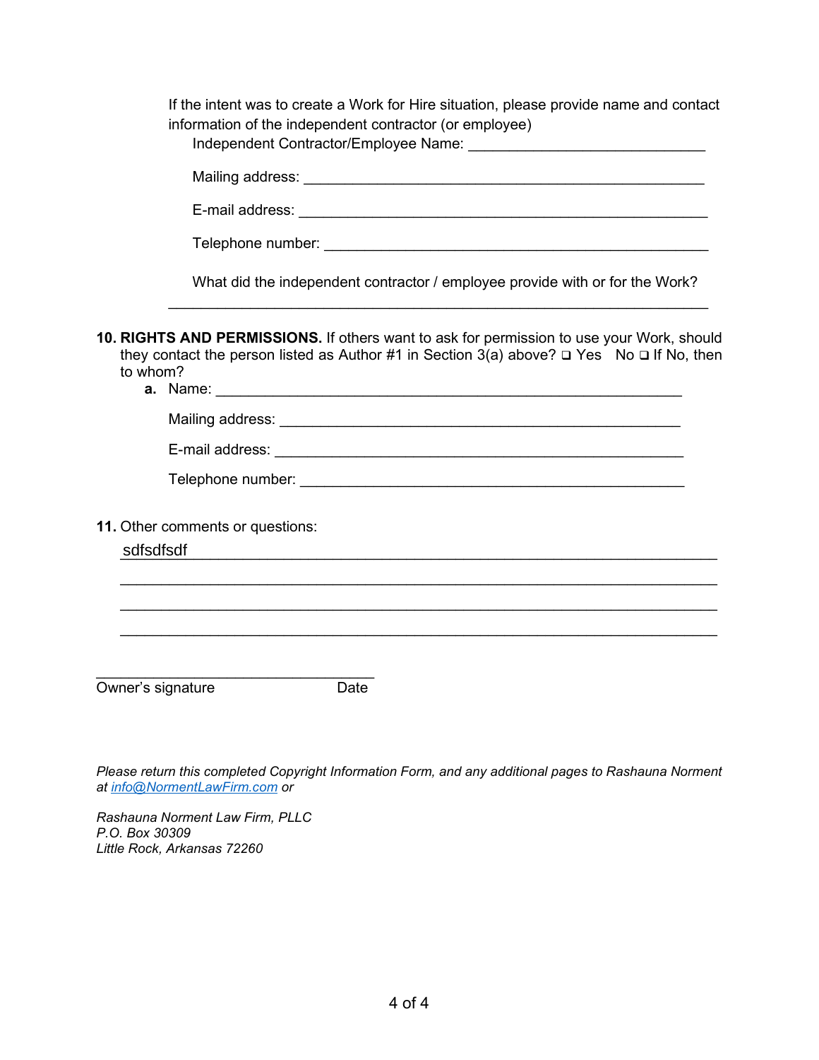If the intent was to create a Work for Hire situation, please provide name and contact information of the independent contractor (or employee)

Independent Contractor/Employee Name: ______________________________

Mailing address: ______________________________

E-mail address: ______________________________

Telephone number: ______________________________

What did the independent contractor / employee provide with or for the Work?

______________________________

**10. RIGHTS AND PERMISSIONS.** If others want to ask for permission to use your Work, should they contact the person listed as Author #1 in Section 3(a) above? ❑ Yes No ❑ If No, then to whom?

**a.** Name: ______________________________

Mailing address: ______________________________

E-mail address: ______________________________

Telephone number: ______________________________

**11.** Other comments or questions:

sdfsdfsdf

______________________________

______________________________

______________________________

______________________________

Owner's signature Date

*Please return this completed Copyright Information Form, and any additional pages to Rashauna Norment at info@NormentLawFirm.com or*

*Rashauna Norment Law Firm, PLLC*
*P.O. Box 30309*
*Little Rock, Arkansas 72260*